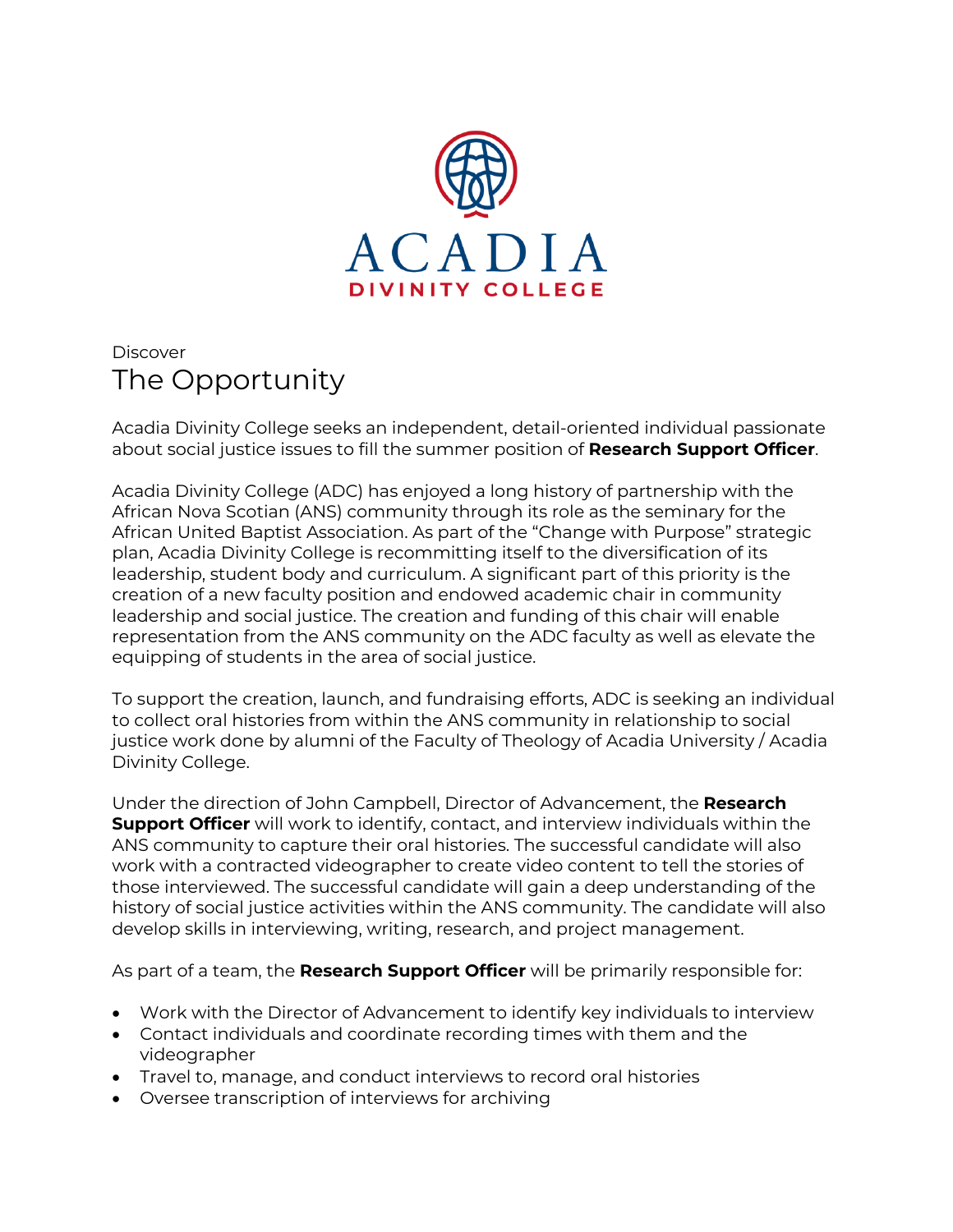ACADIA
DIVINITY COLLEGE

Discover

# The Opportunity

Acadia Divinity College seeks an independent, detail-oriented individual passionate about social justice issues to fill the summer position of **Research Support Officer**.

Acadia Divinity College (ADC) has enjoyed a long history of partnership with the African Nova Scotian (ANS) community through its role as the seminary for the African United Baptist Association. As part of the "Change with Purpose" strategic plan, Acadia Divinity College is recommitting itself to the diversification of its leadership, student body and curriculum. A significant part of this priority is the creation of a new faculty position and endowed academic chair in community leadership and social justice. The creation and funding of this chair will enable representation from the ANS community on the ADC faculty as well as elevate the equipping of students in the area of social justice.

To support the creation, launch, and fundraising efforts, ADC is seeking an individual to collect oral histories from within the ANS community in relationship to social justice work done by alumni of the Faculty of Theology of Acadia University / Acadia Divinity College.

Under the direction of John Campbell, Director of Advancement, the **Research Support Officer** will work to identify, contact, and interview individuals within the ANS community to capture their oral histories. The successful candidate will also work with a contracted videographer to create video content to tell the stories of those interviewed. The successful candidate will gain a deep understanding of the history of social justice activities within the ANS community. The candidate will also develop skills in interviewing, writing, research, and project management.

As part of a team, the **Research Support Officer** will be primarily responsible for:

- Work with the Director of Advancement to identify key individuals to interview
- Contact individuals and coordinate recording times with them and the videographer
- Travel to, manage, and conduct interviews to record oral histories
- Oversee transcription of interviews for archiving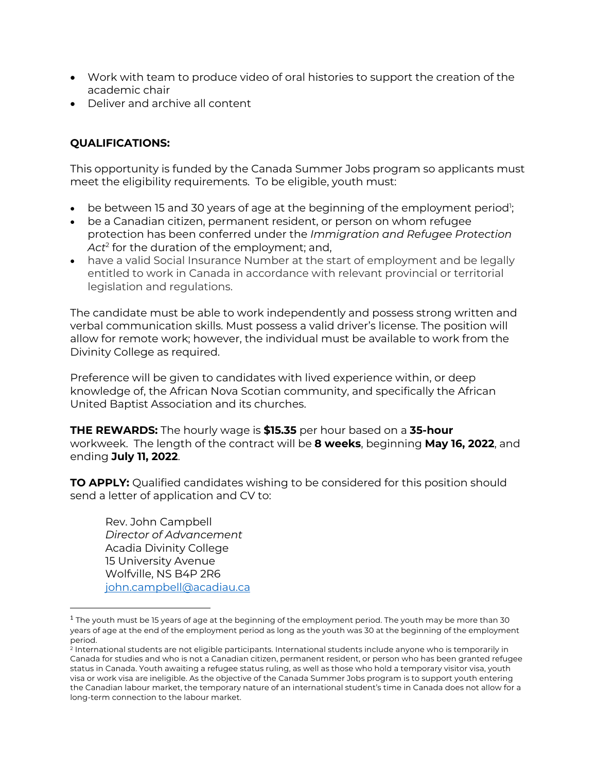- Work with team to produce video of oral histories to support the creation of the academic chair
- Deliver and archive all content

**QUALIFICATIONS:**

This opportunity is funded by the Canada Summer Jobs program so applicants must meet the eligibility requirements. To be eligible, youth must:

- be between 15 and 30 years of age at the beginning of the employment period[1];
- be a Canadian citizen, permanent resident, or person on whom refugee protection has been conferred under the *Immigration and Refugee Protection Act*[2] for the duration of the employment; and,
- have a valid Social Insurance Number at the start of employment and be legally entitled to work in Canada in accordance with relevant provincial or territorial legislation and regulations.

The candidate must be able to work independently and possess strong written and verbal communication skills. Must possess a valid driver's license. The position will allow for remote work; however, the individual must be available to work from the Divinity College as required.

Preference will be given to candidates with lived experience within, or deep knowledge of, the African Nova Scotian community, and specifically the African United Baptist Association and its churches.

**THE REWARDS:** The hourly wage is **$15.35** per hour based on a **35-hour** workweek. The length of the contract will be **8 weeks**, beginning **May 16, 2022**, and ending **July 11, 2022**.

**TO APPLY:** Qualified candidates wishing to be considered for this position should send a letter of application and CV to:

Rev. John Campbell  
*Director of Advancement*  
Acadia Divinity College  
15 University Avenue  
Wolfville, NS B4P 2R6  
john.campbell@acadiau.ca

[1] The youth must be 15 years of age at the beginning of the employment period. The youth may be more than 30 years of age at the end of the employment period as long as the youth was 30 at the beginning of the employment period.

[2] International students are not eligible participants. International students include anyone who is temporarily in Canada for studies and who is not a Canadian citizen, permanent resident, or person who has been granted refugee status in Canada. Youth awaiting a refugee status ruling, as well as those who hold a temporary visitor visa, youth visa or work visa are ineligible. As the objective of the Canada Summer Jobs program is to support youth entering the Canadian labour market, the temporary nature of an international student's time in Canada does not allow for a long-term connection to the labour market.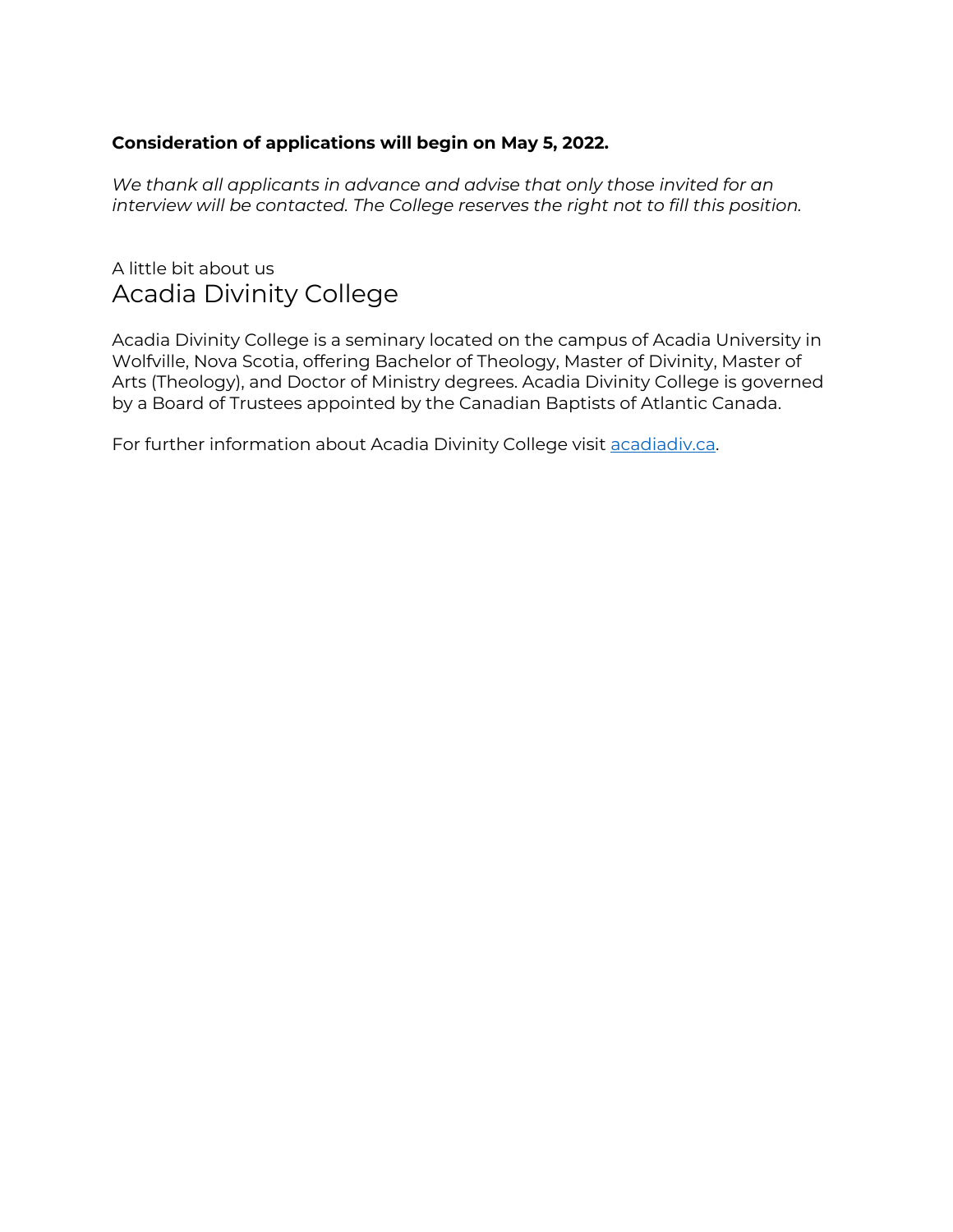**Consideration of applications will begin on May 5, 2022.**

*We thank all applicants in advance and advise that only those invited for an interview will be contacted. The College reserves the right not to fill this position.*

A little bit about us

## Acadia Divinity College

Acadia Divinity College is a seminary located on the campus of Acadia University in Wolfville, Nova Scotia, offering Bachelor of Theology, Master of Divinity, Master of Arts (Theology), and Doctor of Ministry degrees. Acadia Divinity College is governed by a Board of Trustees appointed by the Canadian Baptists of Atlantic Canada.

For further information about Acadia Divinity College visit [acadiadiv.ca](acadiadiv.ca).